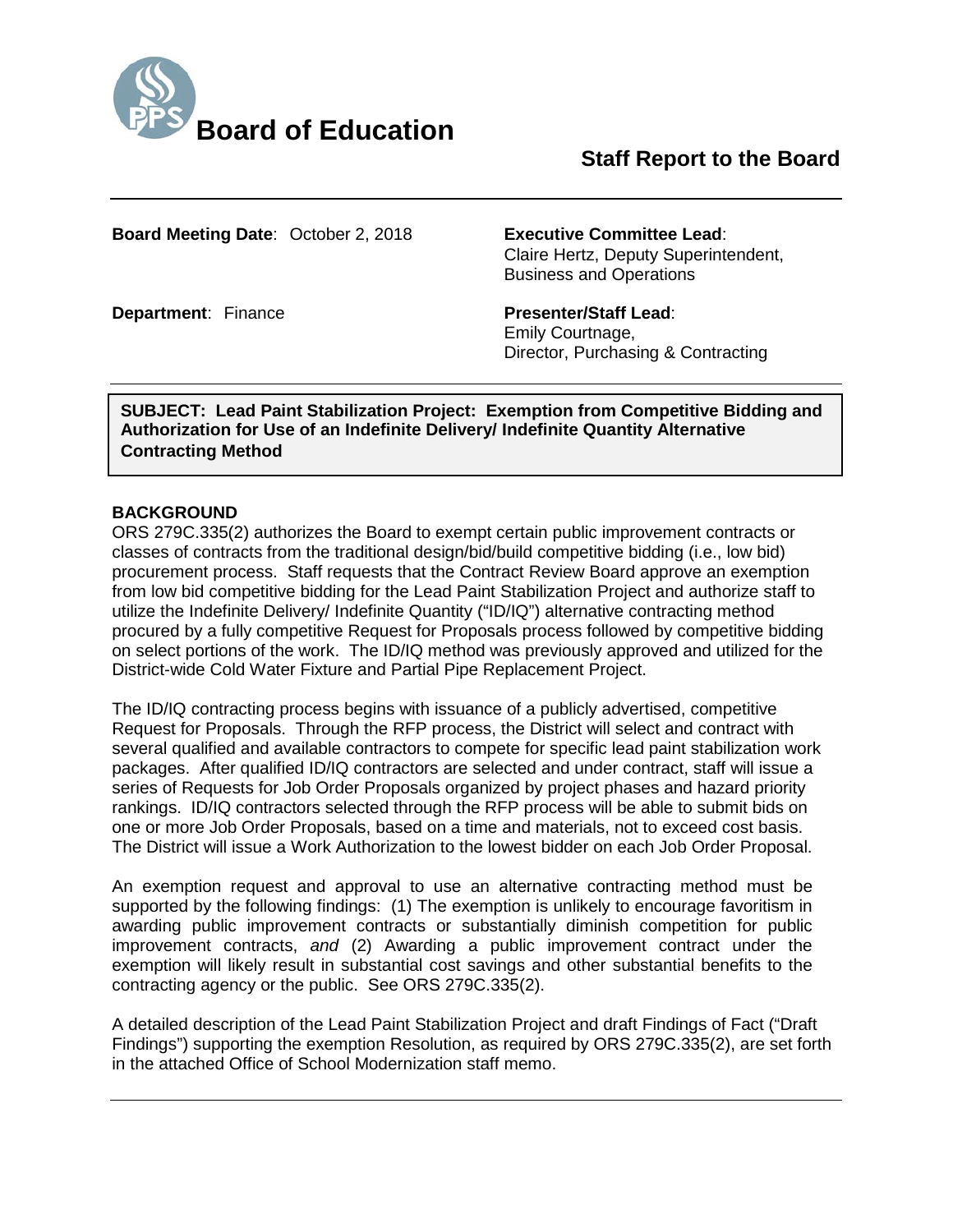# Board of Education

## Staff Report to the Board

**Board Meeting Date**: October 2, 2018

**Executive Committee Lead**:
Claire Hertz, Deputy Superintendent,
Business and Operations

**Department**: Finance

**Presenter/Staff Lead**:
Emily Courtnage,
Director, Purchasing & Contracting

---

**SUBJECT: Lead Paint Stabilization Project: Exemption from Competitive Bidding and Authorization for Use of an Indefinite Delivery/ Indefinite Quantity Alternative Contracting Method**

---

### BACKGROUND

ORS 279C.335(2) authorizes the Board to exempt certain public improvement contracts or classes of contracts from the traditional design/bid/build competitive bidding (i.e., low bid) procurement process. Staff requests that the Contract Review Board approve an exemption from low bid competitive bidding for the Lead Paint Stabilization Project and authorize staff to utilize the Indefinite Delivery/ Indefinite Quantity ("ID/IQ") alternative contracting method procured by a fully competitive Request for Proposals process followed by competitive bidding on select portions of the work. The ID/IQ method was previously approved and utilized for the District-wide Cold Water Fixture and Partial Pipe Replacement Project.

The ID/IQ contracting process begins with issuance of a publicly advertised, competitive Request for Proposals. Through the RFP process, the District will select and contract with several qualified and available contractors to compete for specific lead paint stabilization work packages. After qualified ID/IQ contractors are selected and under contract, staff will issue a series of Requests for Job Order Proposals organized by project phases and hazard priority rankings. ID/IQ contractors selected through the RFP process will be able to submit bids on one or more Job Order Proposals, based on a time and materials, not to exceed cost basis. The District will issue a Work Authorization to the lowest bidder on each Job Order Proposal.

An exemption request and approval to use an alternative contracting method must be supported by the following findings: (1) The exemption is unlikely to encourage favoritism in awarding public improvement contracts or substantially diminish competition for public improvement contracts, *and* (2) Awarding a public improvement contract under the exemption will likely result in substantial cost savings and other substantial benefits to the contracting agency or the public. See ORS 279C.335(2).

A detailed description of the Lead Paint Stabilization Project and draft Findings of Fact ("Draft Findings") supporting the exemption Resolution, as required by ORS 279C.335(2), are set forth in the attached Office of School Modernization staff memo.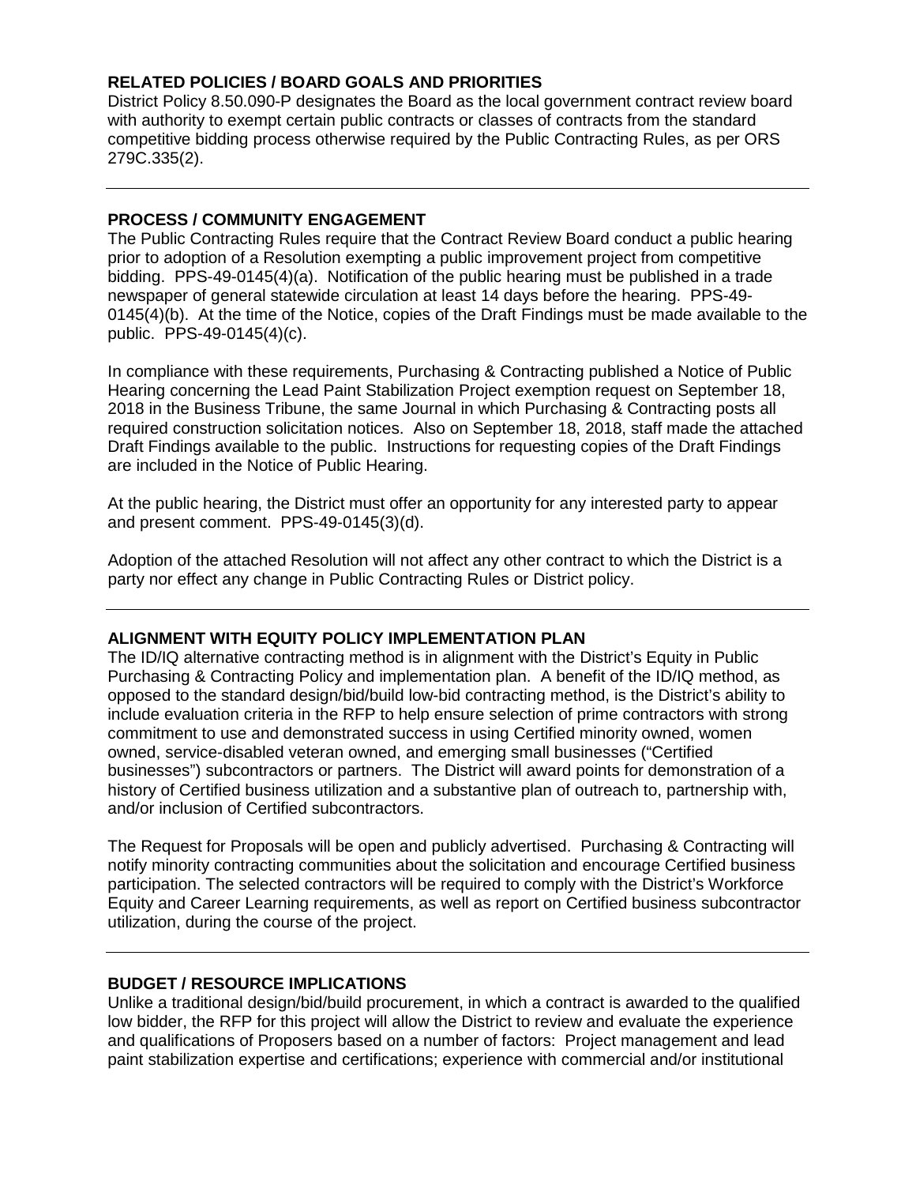## RELATED POLICIES / BOARD GOALS AND PRIORITIES

District Policy 8.50.090-P designates the Board as the local government contract review board with authority to exempt certain public contracts or classes of contracts from the standard competitive bidding process otherwise required by the Public Contracting Rules, as per ORS 279C.335(2).

---

## PROCESS / COMMUNITY ENGAGEMENT

The Public Contracting Rules require that the Contract Review Board conduct a public hearing prior to adoption of a Resolution exempting a public improvement project from competitive bidding. PPS-49-0145(4)(a). Notification of the public hearing must be published in a trade newspaper of general statewide circulation at least 14 days before the hearing. PPS-49-0145(4)(b). At the time of the Notice, copies of the Draft Findings must be made available to the public. PPS-49-0145(4)(c).

In compliance with these requirements, Purchasing & Contracting published a Notice of Public Hearing concerning the Lead Paint Stabilization Project exemption request on September 18, 2018 in the Business Tribune, the same Journal in which Purchasing & Contracting posts all required construction solicitation notices. Also on September 18, 2018, staff made the attached Draft Findings available to the public. Instructions for requesting copies of the Draft Findings are included in the Notice of Public Hearing.

At the public hearing, the District must offer an opportunity for any interested party to appear and present comment. PPS-49-0145(3)(d).

Adoption of the attached Resolution will not affect any other contract to which the District is a party nor effect any change in Public Contracting Rules or District policy.

---

## ALIGNMENT WITH EQUITY POLICY IMPLEMENTATION PLAN

The ID/IQ alternative contracting method is in alignment with the District's Equity in Public Purchasing & Contracting Policy and implementation plan. A benefit of the ID/IQ method, as opposed to the standard design/bid/build low-bid contracting method, is the District's ability to include evaluation criteria in the RFP to help ensure selection of prime contractors with strong commitment to use and demonstrated success in using Certified minority owned, women owned, service-disabled veteran owned, and emerging small businesses ("Certified businesses") subcontractors or partners. The District will award points for demonstration of a history of Certified business utilization and a substantive plan of outreach to, partnership with, and/or inclusion of Certified subcontractors.

The Request for Proposals will be open and publicly advertised. Purchasing & Contracting will notify minority contracting communities about the solicitation and encourage Certified business participation. The selected contractors will be required to comply with the District's Workforce Equity and Career Learning requirements, as well as report on Certified business subcontractor utilization, during the course of the project.

---

## BUDGET / RESOURCE IMPLICATIONS

Unlike a traditional design/bid/build procurement, in which a contract is awarded to the qualified low bidder, the RFP for this project will allow the District to review and evaluate the experience and qualifications of Proposers based on a number of factors: Project management and lead paint stabilization expertise and certifications; experience with commercial and/or institutional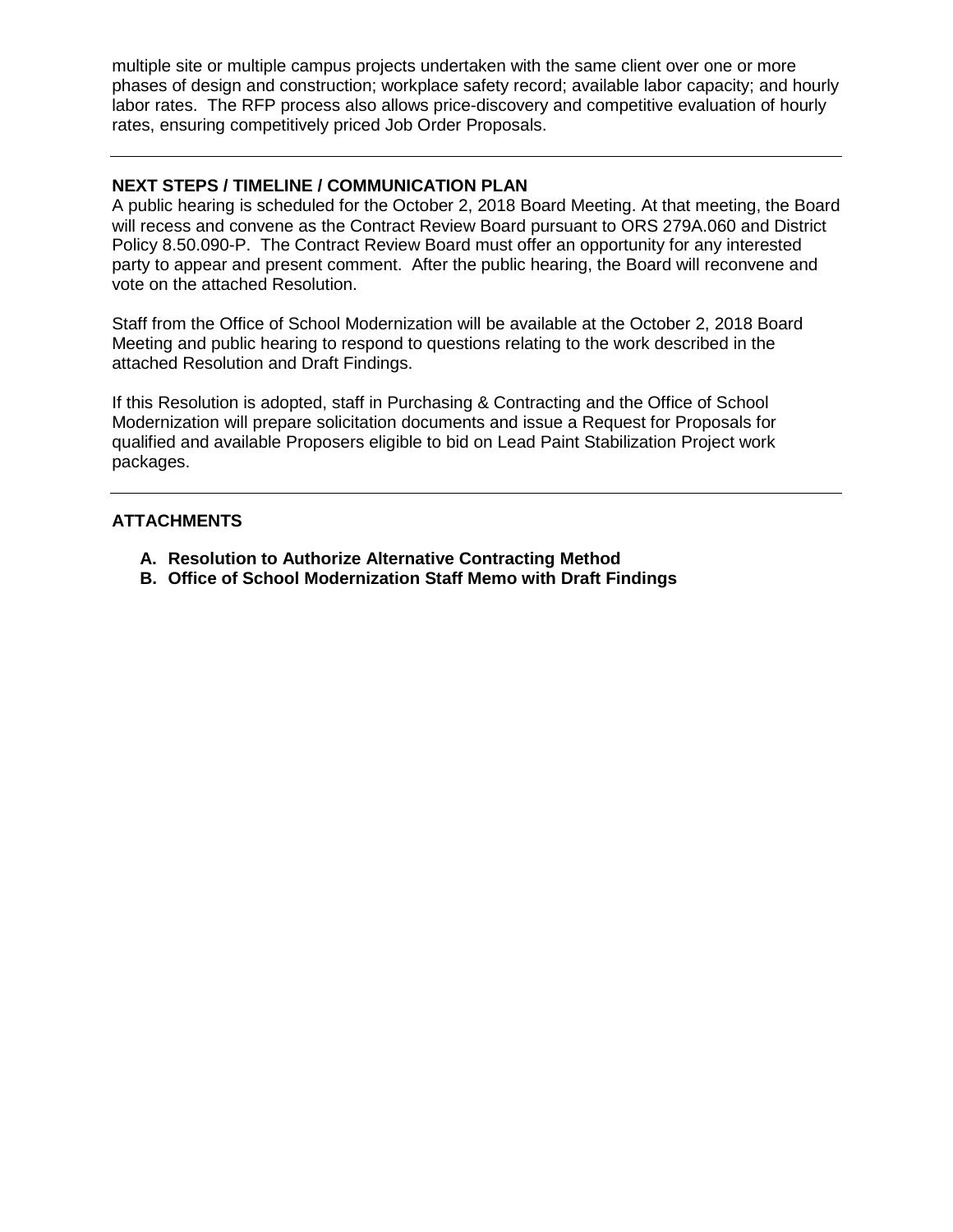multiple site or multiple campus projects undertaken with the same client over one or more phases of design and construction; workplace safety record; available labor capacity; and hourly labor rates. The RFP process also allows price-discovery and competitive evaluation of hourly rates, ensuring competitively priced Job Order Proposals.

---

## NEXT STEPS / TIMELINE / COMMUNICATION PLAN

A public hearing is scheduled for the October 2, 2018 Board Meeting. At that meeting, the Board will recess and convene as the Contract Review Board pursuant to ORS 279A.060 and District Policy 8.50.090-P. The Contract Review Board must offer an opportunity for any interested party to appear and present comment. After the public hearing, the Board will reconvene and vote on the attached Resolution.

Staff from the Office of School Modernization will be available at the October 2, 2018 Board Meeting and public hearing to respond to questions relating to the work described in the attached Resolution and Draft Findings.

If this Resolution is adopted, staff in Purchasing & Contracting and the Office of School Modernization will prepare solicitation documents and issue a Request for Proposals for qualified and available Proposers eligible to bid on Lead Paint Stabilization Project work packages.

---

## ATTACHMENTS

**A. Resolution to Authorize Alternative Contracting Method**
**B. Office of School Modernization Staff Memo with Draft Findings**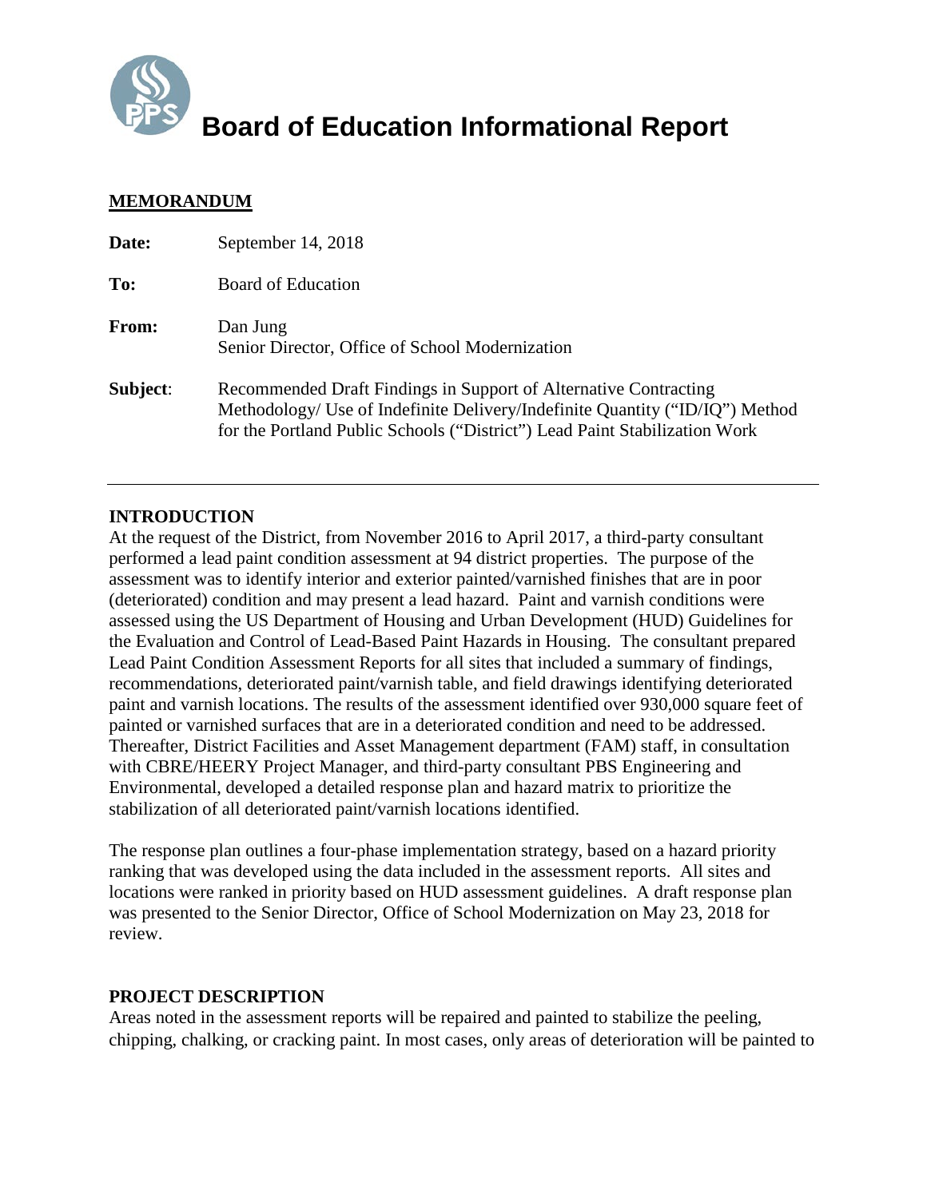# Board of Education Informational Report

**MEMORANDUM**

**Date:** September 14, 2018

**To:** Board of Education

**From:** Dan Jung
Senior Director, Office of School Modernization

**Subject:** Recommended Draft Findings in Support of Alternative Contracting Methodology/ Use of Indefinite Delivery/Indefinite Quantity ("ID/IQ") Method for the Portland Public Schools ("District") Lead Paint Stabilization Work

---

**INTRODUCTION**

At the request of the District, from November 2016 to April 2017, a third-party consultant performed a lead paint condition assessment at 94 district properties. The purpose of the assessment was to identify interior and exterior painted/varnished finishes that are in poor (deteriorated) condition and may present a lead hazard. Paint and varnish conditions were assessed using the US Department of Housing and Urban Development (HUD) Guidelines for the Evaluation and Control of Lead-Based Paint Hazards in Housing. The consultant prepared Lead Paint Condition Assessment Reports for all sites that included a summary of findings, recommendations, deteriorated paint/varnish table, and field drawings identifying deteriorated paint and varnish locations. The results of the assessment identified over 930,000 square feet of painted or varnished surfaces that are in a deteriorated condition and need to be addressed. Thereafter, District Facilities and Asset Management department (FAM) staff, in consultation with CBRE/HEERY Project Manager, and third-party consultant PBS Engineering and Environmental, developed a detailed response plan and hazard matrix to prioritize the stabilization of all deteriorated paint/varnish locations identified.

The response plan outlines a four-phase implementation strategy, based on a hazard priority ranking that was developed using the data included in the assessment reports. All sites and locations were ranked in priority based on HUD assessment guidelines. A draft response plan was presented to the Senior Director, Office of School Modernization on May 23, 2018 for review.

**PROJECT DESCRIPTION**

Areas noted in the assessment reports will be repaired and painted to stabilize the peeling, chipping, chalking, or cracking paint. In most cases, only areas of deterioration will be painted to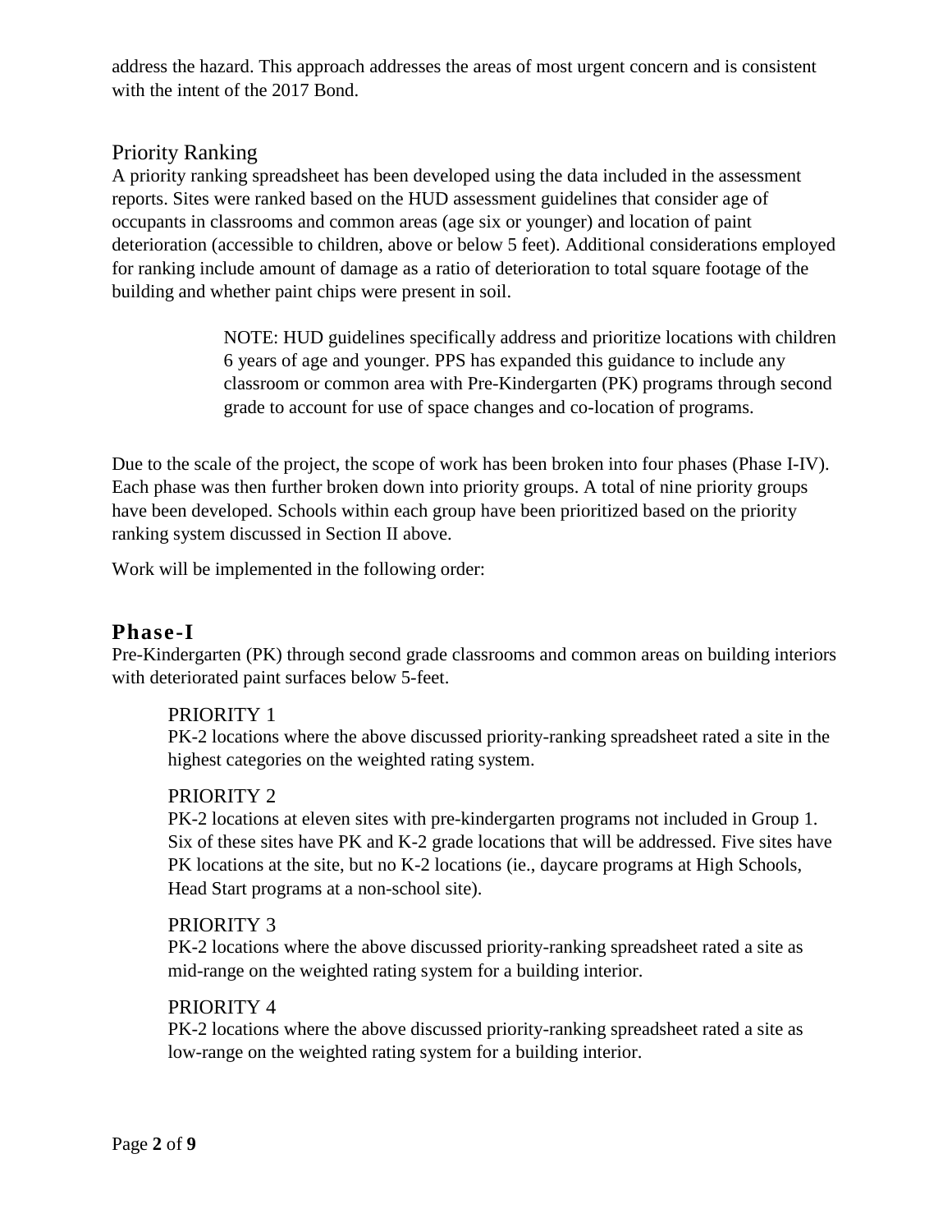address the hazard. This approach addresses the areas of most urgent concern and is consistent with the intent of the 2017 Bond.

## Priority Ranking

A priority ranking spreadsheet has been developed using the data included in the assessment reports. Sites were ranked based on the HUD assessment guidelines that consider age of occupants in classrooms and common areas (age six or younger) and location of paint deterioration (accessible to children, above or below 5 feet). Additional considerations employed for ranking include amount of damage as a ratio of deterioration to total square footage of the building and whether paint chips were present in soil.

> NOTE: HUD guidelines specifically address and prioritize locations with children 6 years of age and younger. PPS has expanded this guidance to include any classroom or common area with Pre-Kindergarten (PK) programs through second grade to account for use of space changes and co-location of programs.

Due to the scale of the project, the scope of work has been broken into four phases (Phase I-IV). Each phase was then further broken down into priority groups. A total of nine priority groups have been developed. Schools within each group have been prioritized based on the priority ranking system discussed in Section II above.

Work will be implemented in the following order:

## **Phase-I**

Pre-Kindergarten (PK) through second grade classrooms and common areas on building interiors with deteriorated paint surfaces below 5-feet.

PRIORITY 1

PK-2 locations where the above discussed priority-ranking spreadsheet rated a site in the highest categories on the weighted rating system.

PRIORITY 2

PK-2 locations at eleven sites with pre-kindergarten programs not included in Group 1. Six of these sites have PK and K-2 grade locations that will be addressed. Five sites have PK locations at the site, but no K-2 locations (ie., daycare programs at High Schools, Head Start programs at a non-school site).

PRIORITY 3

PK-2 locations where the above discussed priority-ranking spreadsheet rated a site as mid-range on the weighted rating system for a building interior.

PRIORITY 4

PK-2 locations where the above discussed priority-ranking spreadsheet rated a site as low-range on the weighted rating system for a building interior.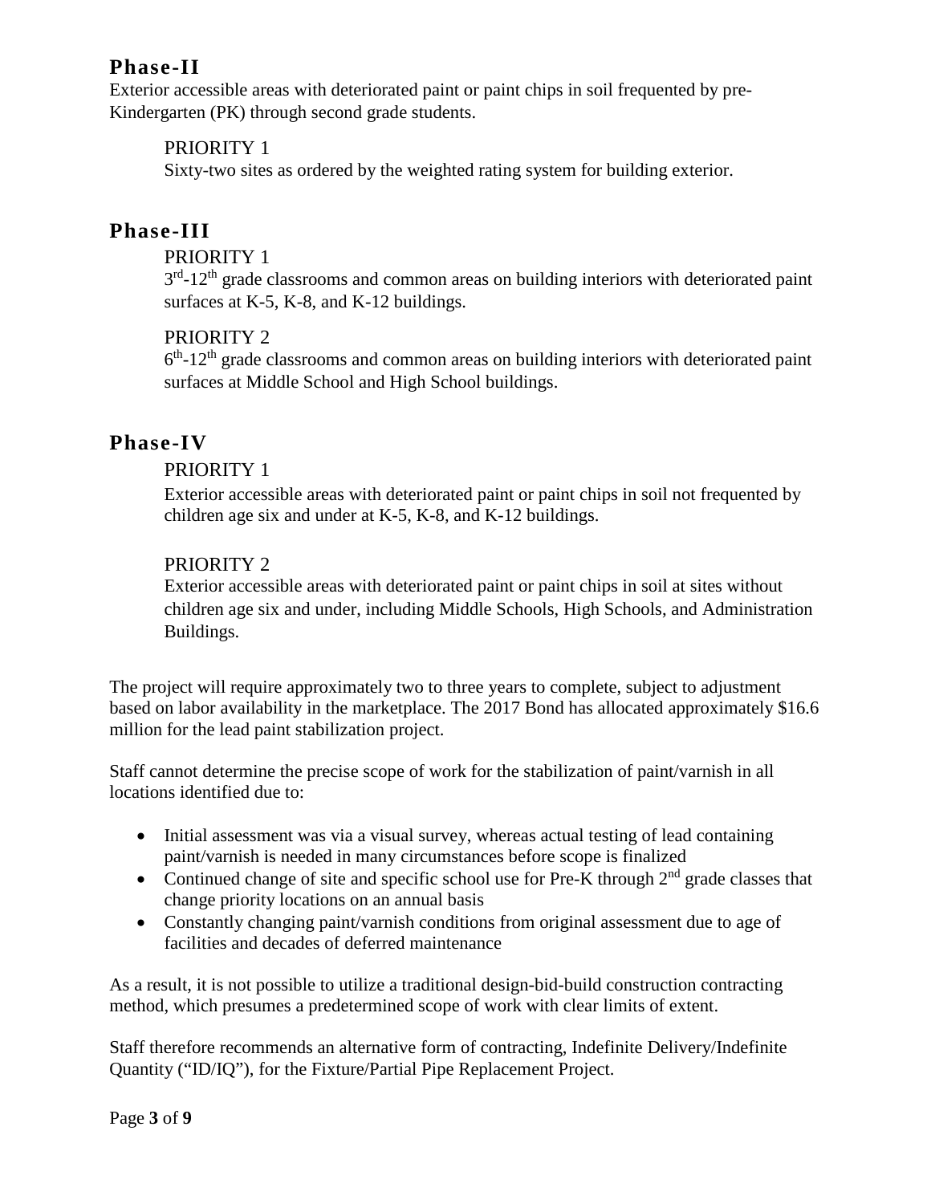## Phase-II

Exterior accessible areas with deteriorated paint or paint chips in soil frequented by pre-Kindergarten (PK) through second grade students.

PRIORITY 1

Sixty-two sites as ordered by the weighted rating system for building exterior.

## Phase-III

PRIORITY 1

3rd-12th grade classrooms and common areas on building interiors with deteriorated paint surfaces at K-5, K-8, and K-12 buildings.

PRIORITY 2

6th-12th grade classrooms and common areas on building interiors with deteriorated paint surfaces at Middle School and High School buildings.

## Phase-IV

PRIORITY 1

Exterior accessible areas with deteriorated paint or paint chips in soil not frequented by children age six and under at K-5, K-8, and K-12 buildings.

PRIORITY 2

Exterior accessible areas with deteriorated paint or paint chips in soil at sites without children age six and under, including Middle Schools, High Schools, and Administration Buildings.

The project will require approximately two to three years to complete, subject to adjustment based on labor availability in the marketplace. The 2017 Bond has allocated approximately $16.6 million for the lead paint stabilization project.

Staff cannot determine the precise scope of work for the stabilization of paint/varnish in all locations identified due to:

- Initial assessment was via a visual survey, whereas actual testing of lead containing paint/varnish is needed in many circumstances before scope is finalized
- Continued change of site and specific school use for Pre-K through 2nd grade classes that change priority locations on an annual basis
- Constantly changing paint/varnish conditions from original assessment due to age of facilities and decades of deferred maintenance

As a result, it is not possible to utilize a traditional design-bid-build construction contracting method, which presumes a predetermined scope of work with clear limits of extent.

Staff therefore recommends an alternative form of contracting, Indefinite Delivery/Indefinite Quantity ("ID/IQ"), for the Fixture/Partial Pipe Replacement Project.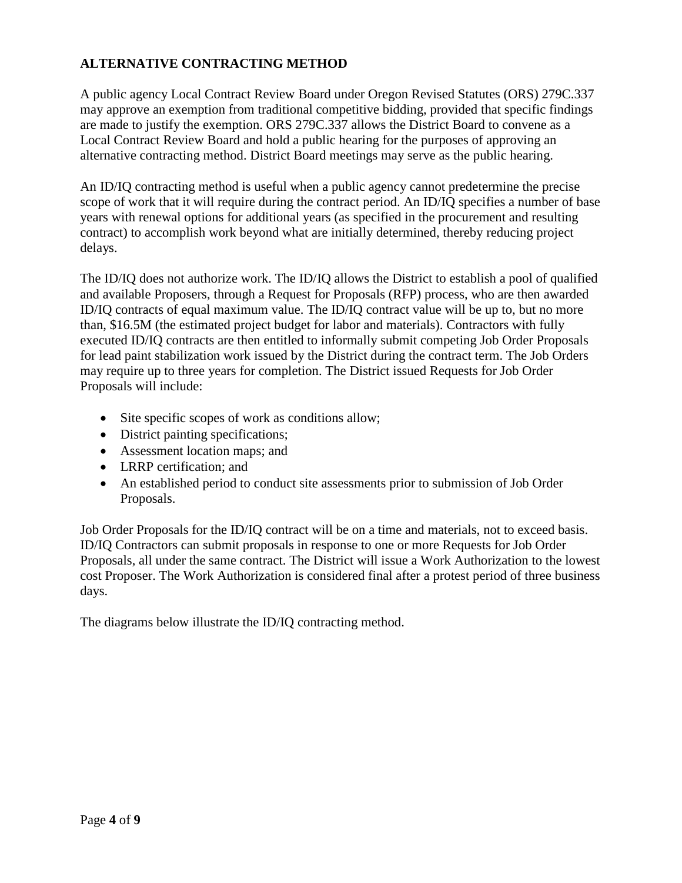## ALTERNATIVE CONTRACTING METHOD

A public agency Local Contract Review Board under Oregon Revised Statutes (ORS) 279C.337 may approve an exemption from traditional competitive bidding, provided that specific findings are made to justify the exemption. ORS 279C.337 allows the District Board to convene as a Local Contract Review Board and hold a public hearing for the purposes of approving an alternative contracting method. District Board meetings may serve as the public hearing.

An ID/IQ contracting method is useful when a public agency cannot predetermine the precise scope of work that it will require during the contract period. An ID/IQ specifies a number of base years with renewal options for additional years (as specified in the procurement and resulting contract) to accomplish work beyond what are initially determined, thereby reducing project delays.

The ID/IQ does not authorize work. The ID/IQ allows the District to establish a pool of qualified and available Proposers, through a Request for Proposals (RFP) process, who are then awarded ID/IQ contracts of equal maximum value. The ID/IQ contract value will be up to, but no more than, $16.5M (the estimated project budget for labor and materials). Contractors with fully executed ID/IQ contracts are then entitled to informally submit competing Job Order Proposals for lead paint stabilization work issued by the District during the contract term. The Job Orders may require up to three years for completion. The District issued Requests for Job Order Proposals will include:

- Site specific scopes of work as conditions allow;
- District painting specifications;
- Assessment location maps; and
- LRRP certification; and
- An established period to conduct site assessments prior to submission of Job Order Proposals.

Job Order Proposals for the ID/IQ contract will be on a time and materials, not to exceed basis. ID/IQ Contractors can submit proposals in response to one or more Requests for Job Order Proposals, all under the same contract. The District will issue a Work Authorization to the lowest cost Proposer. The Work Authorization is considered final after a protest period of three business days.

The diagrams below illustrate the ID/IQ contracting method.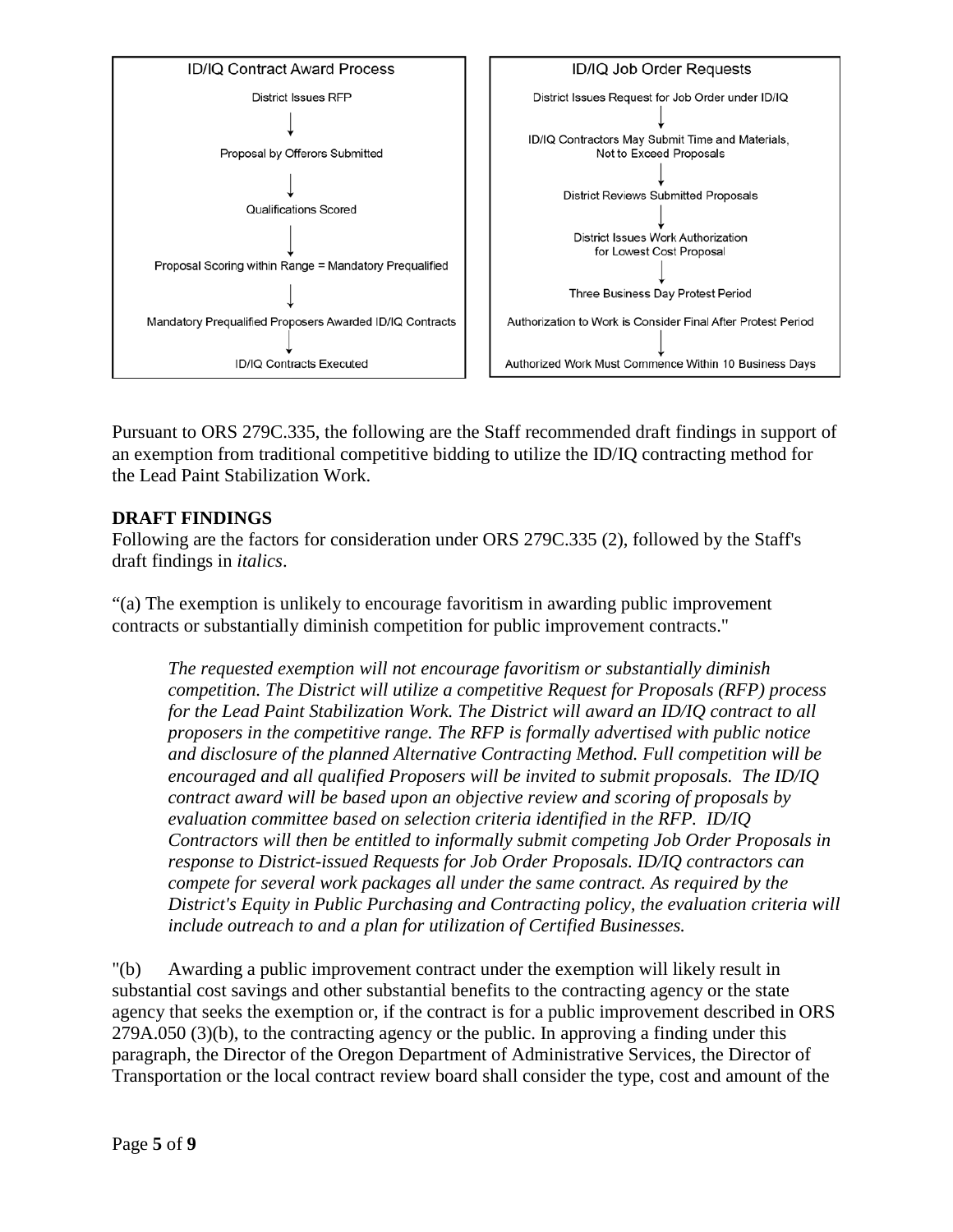| ID/IQ Contract Award Process | ID/IQ Job Order Requests |
| --- | --- |
| District Issues RFP | District Issues Request for Job Order under ID/IQ |
| ↓ | ↓ |
| Proposal by Offerors Submitted | ID/IQ Contractors May Submit Time and Materials, Not to Exceed Proposals |
| ↓ | ↓ |
| Qualifications Scored | District Reviews Submitted Proposals |
| ↓ | ↓ |
| Proposal Scoring within Range = Mandatory Prequalified | District Issues Work Authorization for Lowest Cost Proposal |
| ↓ | ↓ |
| Mandatory Prequalified Proposers Awarded ID/IQ Contracts | Three Business Day Protest Period |
| ↓ | ↓ |
| ID/IQ Contracts Executed | Authorization to Work is Consider Final After Protest Period |
| | ↓ |
| | Authorized Work Must Commence Within 10 Business Days |

Pursuant to ORS 279C.335, the following are the Staff recommended draft findings in support of an exemption from traditional competitive bidding to utilize the ID/IQ contracting method for the Lead Paint Stabilization Work.

**DRAFT FINDINGS**

Following are the factors for consideration under ORS 279C.335 (2), followed by the Staff's draft findings in *italics*.

"(a) The exemption is unlikely to encourage favoritism in awarding public improvement contracts or substantially diminish competition for public improvement contracts."

> *The requested exemption will not encourage favoritism or substantially diminish competition. The District will utilize a competitive Request for Proposals (RFP) process for the Lead Paint Stabilization Work. The District will award an ID/IQ contract to all proposers in the competitive range. The RFP is formally advertised with public notice and disclosure of the planned Alternative Contracting Method. Full competition will be encouraged and all qualified Proposers will be invited to submit proposals. The ID/IQ contract award will be based upon an objective review and scoring of proposals by evaluation committee based on selection criteria identified in the RFP. ID/IQ Contractors will then be entitled to informally submit competing Job Order Proposals in response to District-issued Requests for Job Order Proposals. ID/IQ contractors can compete for several work packages all under the same contract. As required by the District's Equity in Public Purchasing and Contracting policy, the evaluation criteria will include outreach to and a plan for utilization of Certified Businesses.*

"(b) Awarding a public improvement contract under the exemption will likely result in substantial cost savings and other substantial benefits to the contracting agency or the state agency that seeks the exemption or, if the contract is for a public improvement described in ORS 279A.050 (3)(b), to the contracting agency or the public. In approving a finding under this paragraph, the Director of the Oregon Department of Administrative Services, the Director of Transportation or the local contract review board shall consider the type, cost and amount of the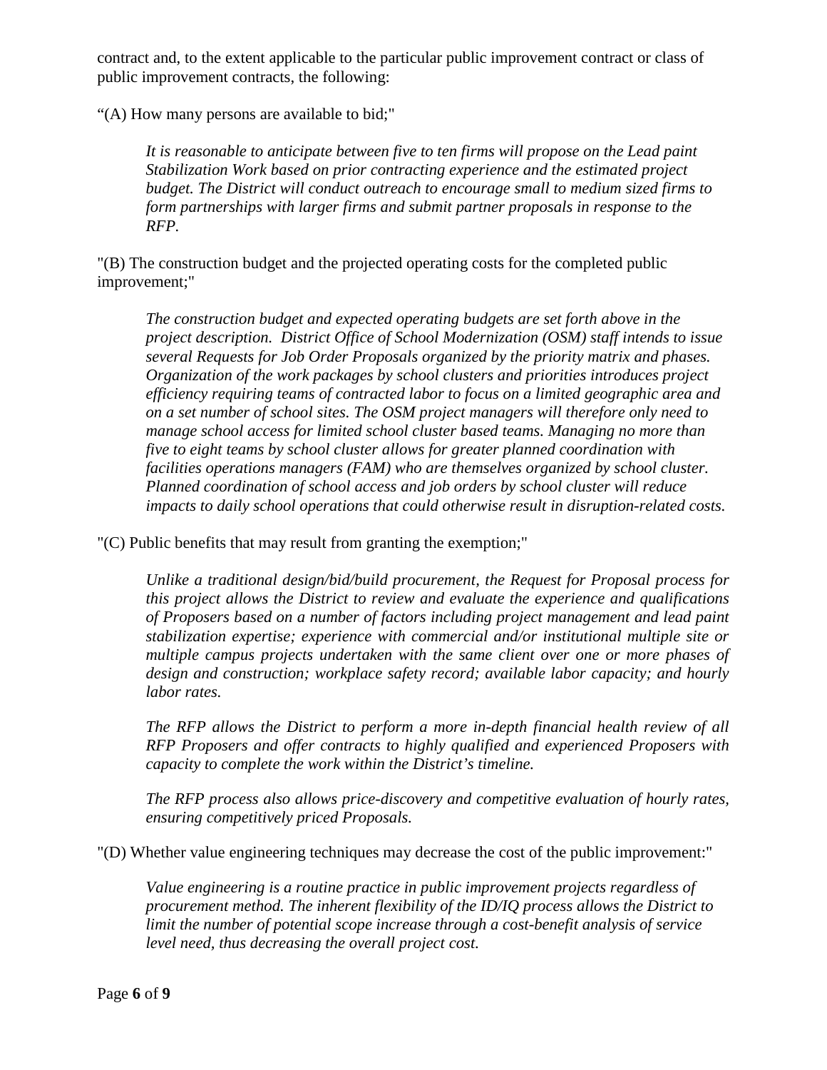contract and, to the extent applicable to the particular public improvement contract or class of public improvement contracts, the following:

"(A) How many persons are available to bid;"

> *It is reasonable to anticipate between five to ten firms will propose on the Lead paint Stabilization Work based on prior contracting experience and the estimated project budget. The District will conduct outreach to encourage small to medium sized firms to form partnerships with larger firms and submit partner proposals in response to the RFP.*

"(B) The construction budget and the projected operating costs for the completed public improvement;"

> *The construction budget and expected operating budgets are set forth above in the project description. District Office of School Modernization (OSM) staff intends to issue several Requests for Job Order Proposals organized by the priority matrix and phases. Organization of the work packages by school clusters and priorities introduces project efficiency requiring teams of contracted labor to focus on a limited geographic area and on a set number of school sites. The OSM project managers will therefore only need to manage school access for limited school cluster based teams. Managing no more than five to eight teams by school cluster allows for greater planned coordination with facilities operations managers (FAM) who are themselves organized by school cluster. Planned coordination of school access and job orders by school cluster will reduce impacts to daily school operations that could otherwise result in disruption-related costs.*

"(C) Public benefits that may result from granting the exemption;"

> *Unlike a traditional design/bid/build procurement, the Request for Proposal process for this project allows the District to review and evaluate the experience and qualifications of Proposers based on a number of factors including project management and lead paint stabilization expertise; experience with commercial and/or institutional multiple site or multiple campus projects undertaken with the same client over one or more phases of design and construction; workplace safety record; available labor capacity; and hourly labor rates.*
>
> *The RFP allows the District to perform a more in-depth financial health review of all RFP Proposers and offer contracts to highly qualified and experienced Proposers with capacity to complete the work within the District's timeline.*
>
> *The RFP process also allows price-discovery and competitive evaluation of hourly rates, ensuring competitively priced Proposals.*

"(D) Whether value engineering techniques may decrease the cost of the public improvement:"

> *Value engineering is a routine practice in public improvement projects regardless of procurement method. The inherent flexibility of the ID/IQ process allows the District to limit the number of potential scope increase through a cost-benefit analysis of service level need, thus decreasing the overall project cost.*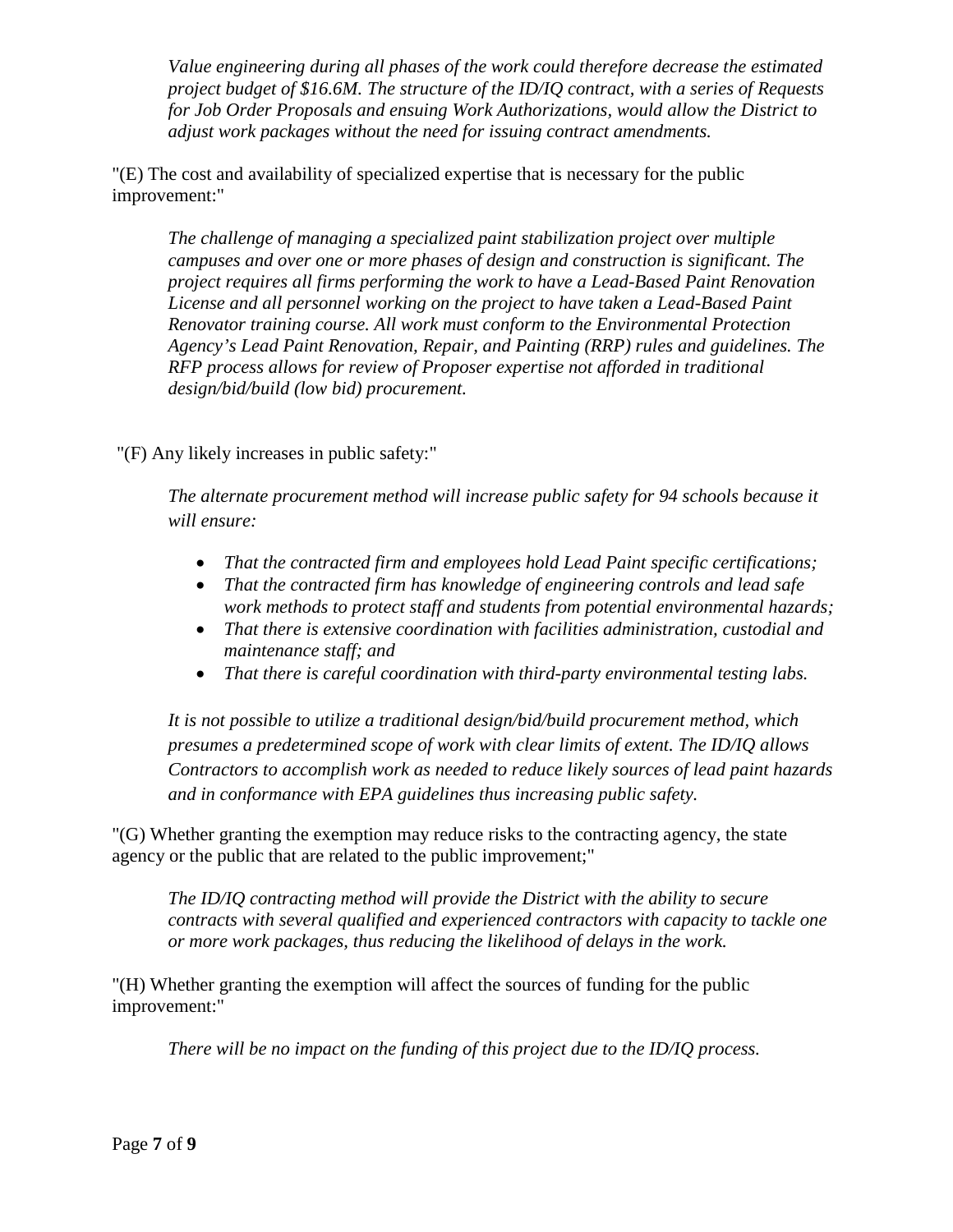*Value engineering during all phases of the work could therefore decrease the estimated project budget of $16.6M. The structure of the ID/IQ contract, with a series of Requests for Job Order Proposals and ensuing Work Authorizations, would allow the District to adjust work packages without the need for issuing contract amendments.*

"(E) The cost and availability of specialized expertise that is necessary for the public improvement:"

*The challenge of managing a specialized paint stabilization project over multiple campuses and over one or more phases of design and construction is significant. The project requires all firms performing the work to have a Lead-Based Paint Renovation License and all personnel working on the project to have taken a Lead-Based Paint Renovator training course. All work must conform to the Environmental Protection Agency's Lead Paint Renovation, Repair, and Painting (RRP) rules and guidelines. The RFP process allows for review of Proposer expertise not afforded in traditional design/bid/build (low bid) procurement.*

"(F) Any likely increases in public safety:"

*The alternate procurement method will increase public safety for 94 schools because it will ensure:*

- *That the contracted firm and employees hold Lead Paint specific certifications;*
- *That the contracted firm has knowledge of engineering controls and lead safe work methods to protect staff and students from potential environmental hazards;*
- *That there is extensive coordination with facilities administration, custodial and maintenance staff; and*
- *That there is careful coordination with third-party environmental testing labs.*

*It is not possible to utilize a traditional design/bid/build procurement method, which presumes a predetermined scope of work with clear limits of extent. The ID/IQ allows Contractors to accomplish work as needed to reduce likely sources of lead paint hazards and in conformance with EPA guidelines thus increasing public safety.*

"(G) Whether granting the exemption may reduce risks to the contracting agency, the state agency or the public that are related to the public improvement;"

*The ID/IQ contracting method will provide the District with the ability to secure contracts with several qualified and experienced contractors with capacity to tackle one or more work packages, thus reducing the likelihood of delays in the work.*

"(H) Whether granting the exemption will affect the sources of funding for the public improvement:"

*There will be no impact on the funding of this project due to the ID/IQ process.*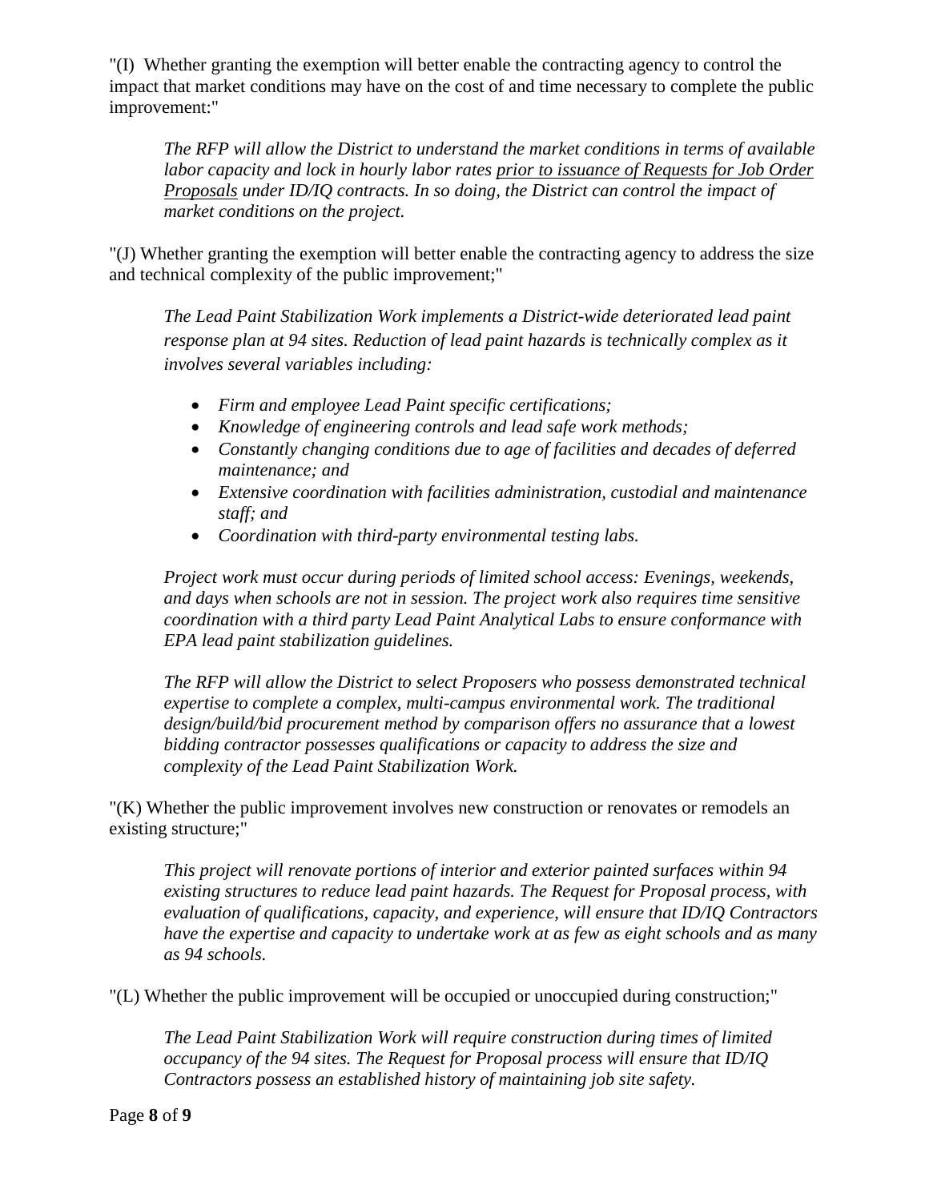"(I) Whether granting the exemption will better enable the contracting agency to control the impact that market conditions may have on the cost of and time necessary to complete the public improvement:"

> *The RFP will allow the District to understand the market conditions in terms of available labor capacity and lock in hourly labor rates <u>prior to issuance of Requests for Job Order Proposals</u> under ID/IQ contracts. In so doing, the District can control the impact of market conditions on the project.*

"(J) Whether granting the exemption will better enable the contracting agency to address the size and technical complexity of the public improvement;"

> *The Lead Paint Stabilization Work implements a District-wide deteriorated lead paint response plan at 94 sites. Reduction of lead paint hazards is technically complex as it involves several variables including:*
>
> - *Firm and employee Lead Paint specific certifications;*
> - *Knowledge of engineering controls and lead safe work methods;*
> - *Constantly changing conditions due to age of facilities and decades of deferred maintenance; and*
> - *Extensive coordination with facilities administration, custodial and maintenance staff; and*
> - *Coordination with third-party environmental testing labs.*
>
> *Project work must occur during periods of limited school access: Evenings, weekends, and days when schools are not in session. The project work also requires time sensitive coordination with a third party Lead Paint Analytical Labs to ensure conformance with EPA lead paint stabilization guidelines.*
>
> *The RFP will allow the District to select Proposers who possess demonstrated technical expertise to complete a complex, multi-campus environmental work. The traditional design/build/bid procurement method by comparison offers no assurance that a lowest bidding contractor possesses qualifications or capacity to address the size and complexity of the Lead Paint Stabilization Work.*

"(K) Whether the public improvement involves new construction or renovates or remodels an existing structure;"

> *This project will renovate portions of interior and exterior painted surfaces within 94 existing structures to reduce lead paint hazards. The Request for Proposal process, with evaluation of qualifications, capacity, and experience, will ensure that ID/IQ Contractors have the expertise and capacity to undertake work at as few as eight schools and as many as 94 schools.*

"(L) Whether the public improvement will be occupied or unoccupied during construction;"

> *The Lead Paint Stabilization Work will require construction during times of limited occupancy of the 94 sites. The Request for Proposal process will ensure that ID/IQ Contractors possess an established history of maintaining job site safety.*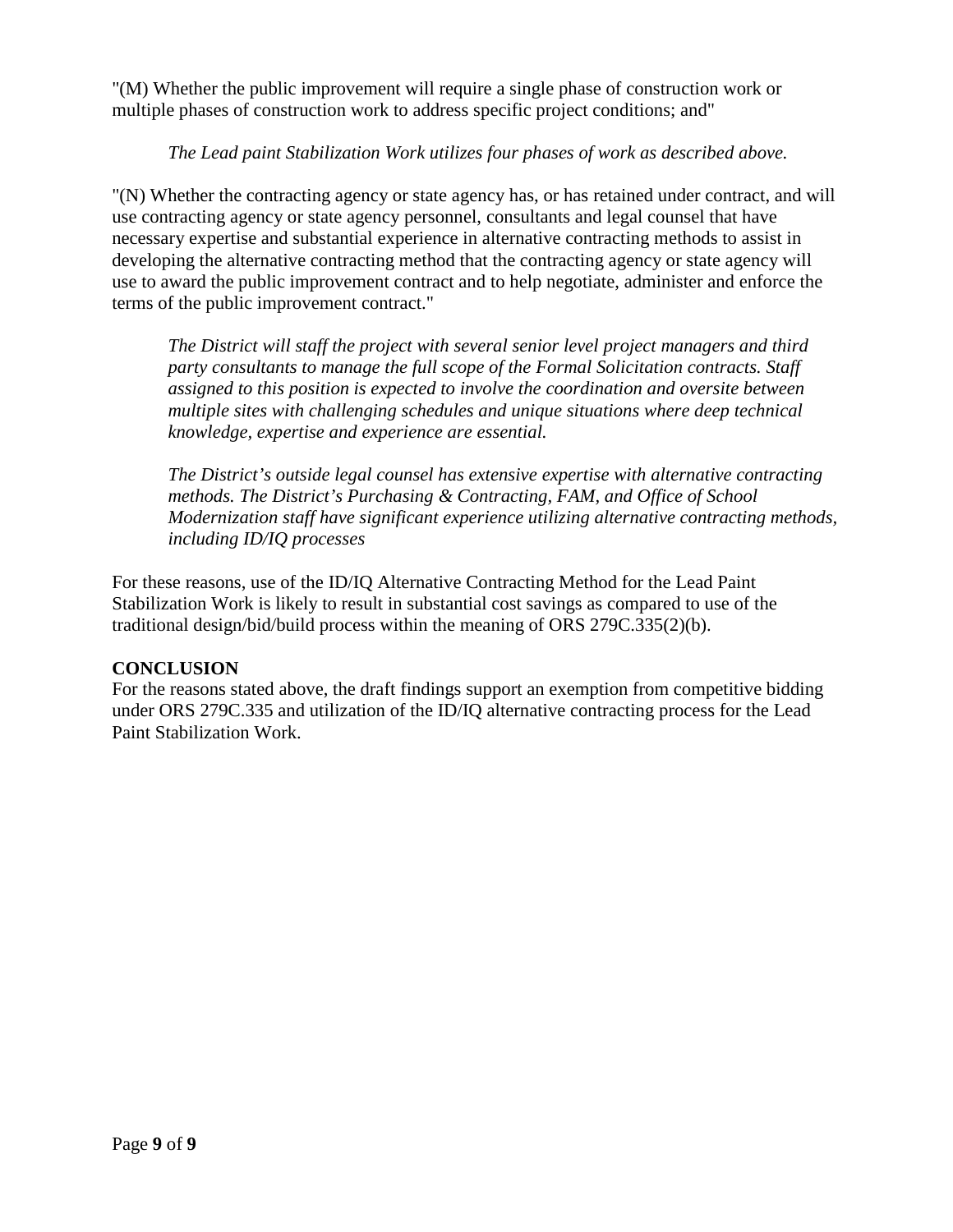"(M) Whether the public improvement will require a single phase of construction work or multiple phases of construction work to address specific project conditions; and"

> *The Lead paint Stabilization Work utilizes four phases of work as described above.*

"(N) Whether the contracting agency or state agency has, or has retained under contract, and will use contracting agency or state agency personnel, consultants and legal counsel that have necessary expertise and substantial experience in alternative contracting methods to assist in developing the alternative contracting method that the contracting agency or state agency will use to award the public improvement contract and to help negotiate, administer and enforce the terms of the public improvement contract."

> *The District will staff the project with several senior level project managers and third party consultants to manage the full scope of the Formal Solicitation contracts. Staff assigned to this position is expected to involve the coordination and oversite between multiple sites with challenging schedules and unique situations where deep technical knowledge, expertise and experience are essential.*
>
> *The District's outside legal counsel has extensive expertise with alternative contracting methods. The District's Purchasing & Contracting, FAM, and Office of School Modernization staff have significant experience utilizing alternative contracting methods, including ID/IQ processes*

For these reasons, use of the ID/IQ Alternative Contracting Method for the Lead Paint Stabilization Work is likely to result in substantial cost savings as compared to use of the traditional design/bid/build process within the meaning of ORS 279C.335(2)(b).

**CONCLUSION**

For the reasons stated above, the draft findings support an exemption from competitive bidding under ORS 279C.335 and utilization of the ID/IQ alternative contracting process for the Lead Paint Stabilization Work.